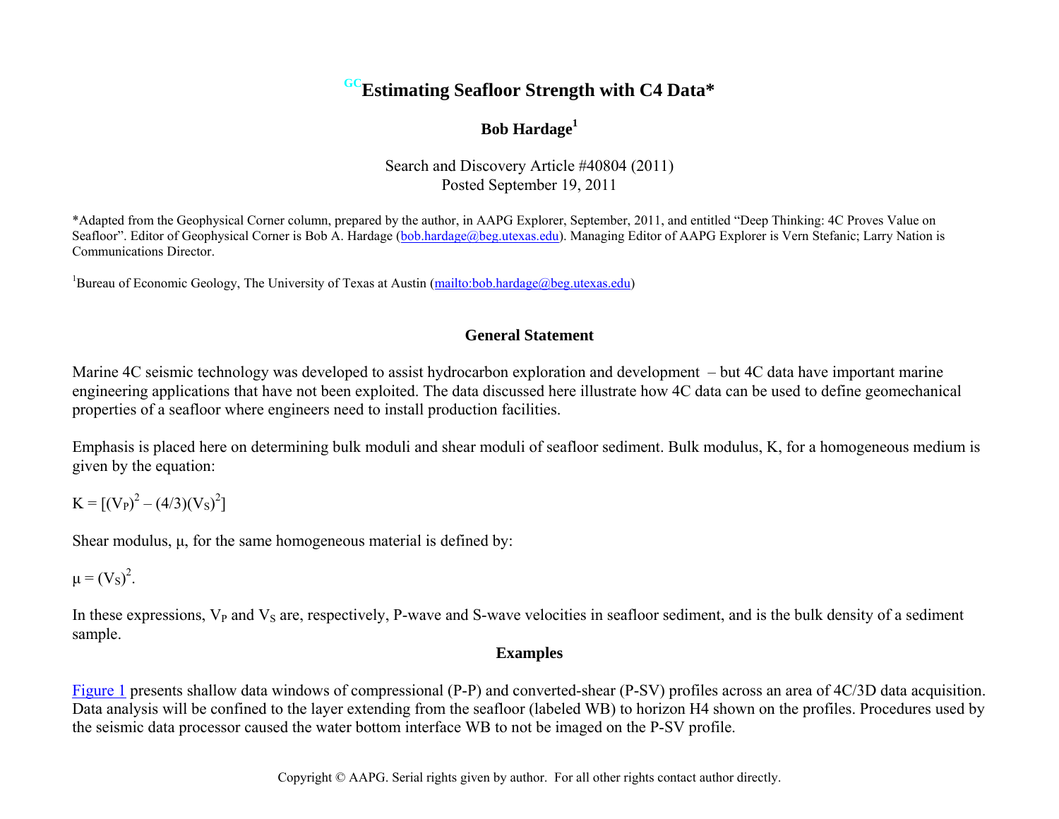# GCEstimating Seafloor Strength with C4 Data*

**Bob Hardage[1]**

Search and Discovery Article #40804 (2011)
Posted September 19, 2011

*Adapted from the Geophysical Corner column, prepared by the author, in AAPG Explorer, September, 2011, and entitled "Deep Thinking: 4C Proves Value on Seafloor". Editor of Geophysical Corner is Bob A. Hardage (bob.hardage@beg.utexas.edu). Managing Editor of AAPG Explorer is Vern Stefanic; Larry Nation is Communications Director.

[1]Bureau of Economic Geology, The University of Texas at Austin (mailto:bob.hardage@beg.utexas.edu)

## General Statement

Marine 4C seismic technology was developed to assist hydrocarbon exploration and development – but 4C data have important marine engineering applications that have not been exploited. The data discussed here illustrate how 4C data can be used to define geomechanical properties of a seafloor where engineers need to install production facilities.

Emphasis is placed here on determining bulk moduli and shear moduli of seafloor sediment. Bulk modulus, K, for a homogeneous medium is given by the equation:

$$K = [(V_P)^2 - (4/3)(V_S)^2]$$

Shear modulus, μ, for the same homogeneous material is defined by:

$$\mu = (V_S)^2.$$

In these expressions, $V_P$ and $V_S$ are, respectively, P-wave and S-wave velocities in seafloor sediment, and is the bulk density of a sediment sample.

## Examples

Figure 1 presents shallow data windows of compressional (P-P) and converted-shear (P-SV) profiles across an area of 4C/3D data acquisition. Data analysis will be confined to the layer extending from the seafloor (labeled WB) to horizon H4 shown on the profiles. Procedures used by the seismic data processor caused the water bottom interface WB to not be imaged on the P-SV profile.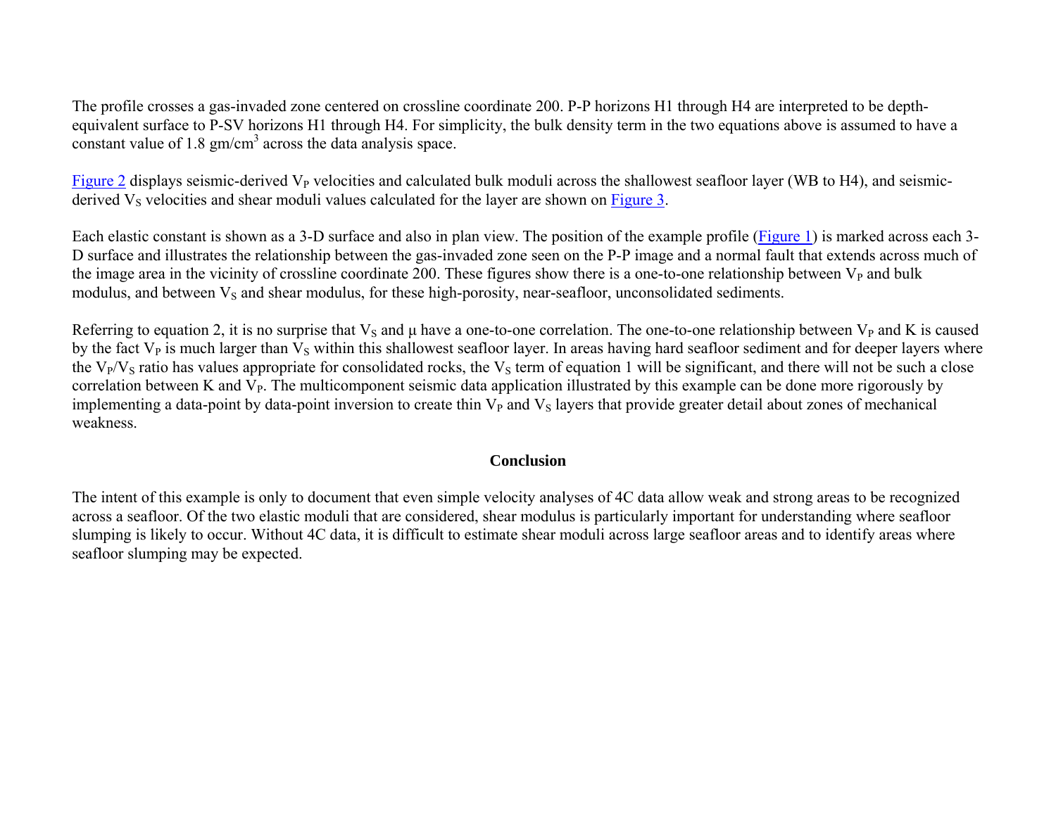The profile crosses a gas-invaded zone centered on crossline coordinate 200. P-P horizons H1 through H4 are interpreted to be depth-equivalent surface to P-SV horizons H1 through H4. For simplicity, the bulk density term in the two equations above is assumed to have a constant value of 1.8 $gm/cm^3$ across the data analysis space.

Figure 2 displays seismic-derived $V_P$ velocities and calculated bulk moduli across the shallowest seafloor layer (WB to H4), and seismic-derived $V_S$ velocities and shear moduli values calculated for the layer are shown on Figure 3.

Each elastic constant is shown as a 3-D surface and also in plan view. The position of the example profile (Figure 1) is marked across each 3-D surface and illustrates the relationship between the gas-invaded zone seen on the P-P image and a normal fault that extends across much of the image area in the vicinity of crossline coordinate 200. These figures show there is a one-to-one relationship between $V_P$ and bulk modulus, and between $V_S$ and shear modulus, for these high-porosity, near-seafloor, unconsolidated sediments.

Referring to equation 2, it is no surprise that $V_S$ and $\mu$ have a one-to-one correlation. The one-to-one relationship between $V_P$ and K is caused by the fact $V_P$ is much larger than $V_S$ within this shallowest seafloor layer. In areas having hard seafloor sediment and for deeper layers where the $V_P/V_S$ ratio has values appropriate for consolidated rocks, the $V_S$ term of equation 1 will be significant, and there will not be such a close correlation between K and $V_P$. The multicomponent seismic data application illustrated by this example can be done more rigorously by implementing a data-point by data-point inversion to create thin $V_P$ and $V_S$ layers that provide greater detail about zones of mechanical weakness.

## Conclusion

The intent of this example is only to document that even simple velocity analyses of 4C data allow weak and strong areas to be recognized across a seafloor. Of the two elastic moduli that are considered, shear modulus is particularly important for understanding where seafloor slumping is likely to occur. Without 4C data, it is difficult to estimate shear moduli across large seafloor areas and to identify areas where seafloor slumping may be expected.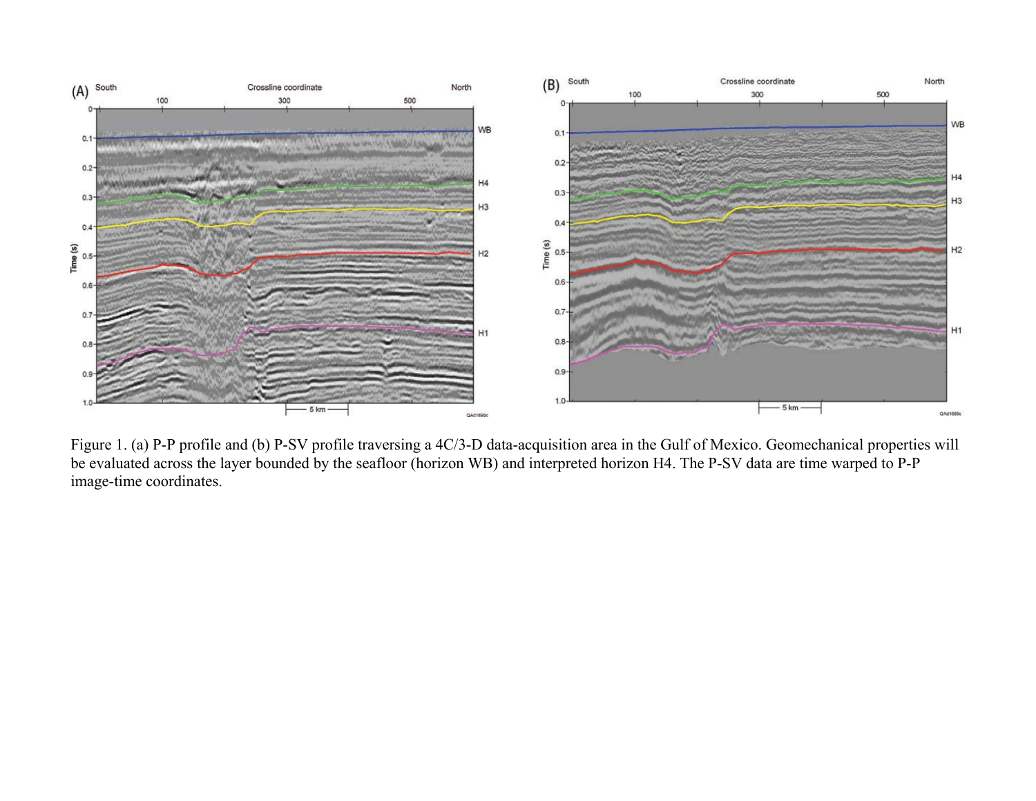Figure 1. (a) P-P profile and (b) P-SV profile traversing a 4C/3-D data-acquisition area in the Gulf of Mexico. Geomechanical properties will be evaluated across the layer bounded by the seafloor (horizon WB) and interpreted horizon H4. The P-SV data are time warped to P-P image-time coordinates.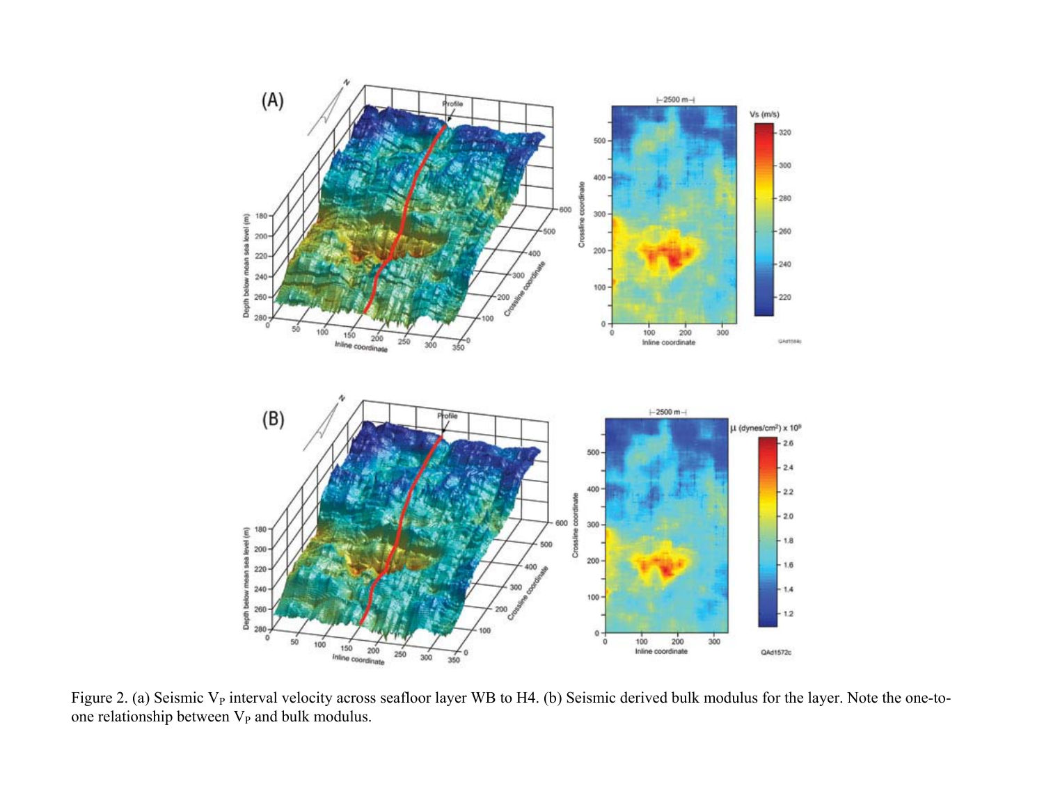Figure 2. (a) Seismic $V_P$ interval velocity across seafloor layer WB to H4. (b) Seismic derived bulk modulus for the layer. Note the one-to-one relationship between $V_P$ and bulk modulus.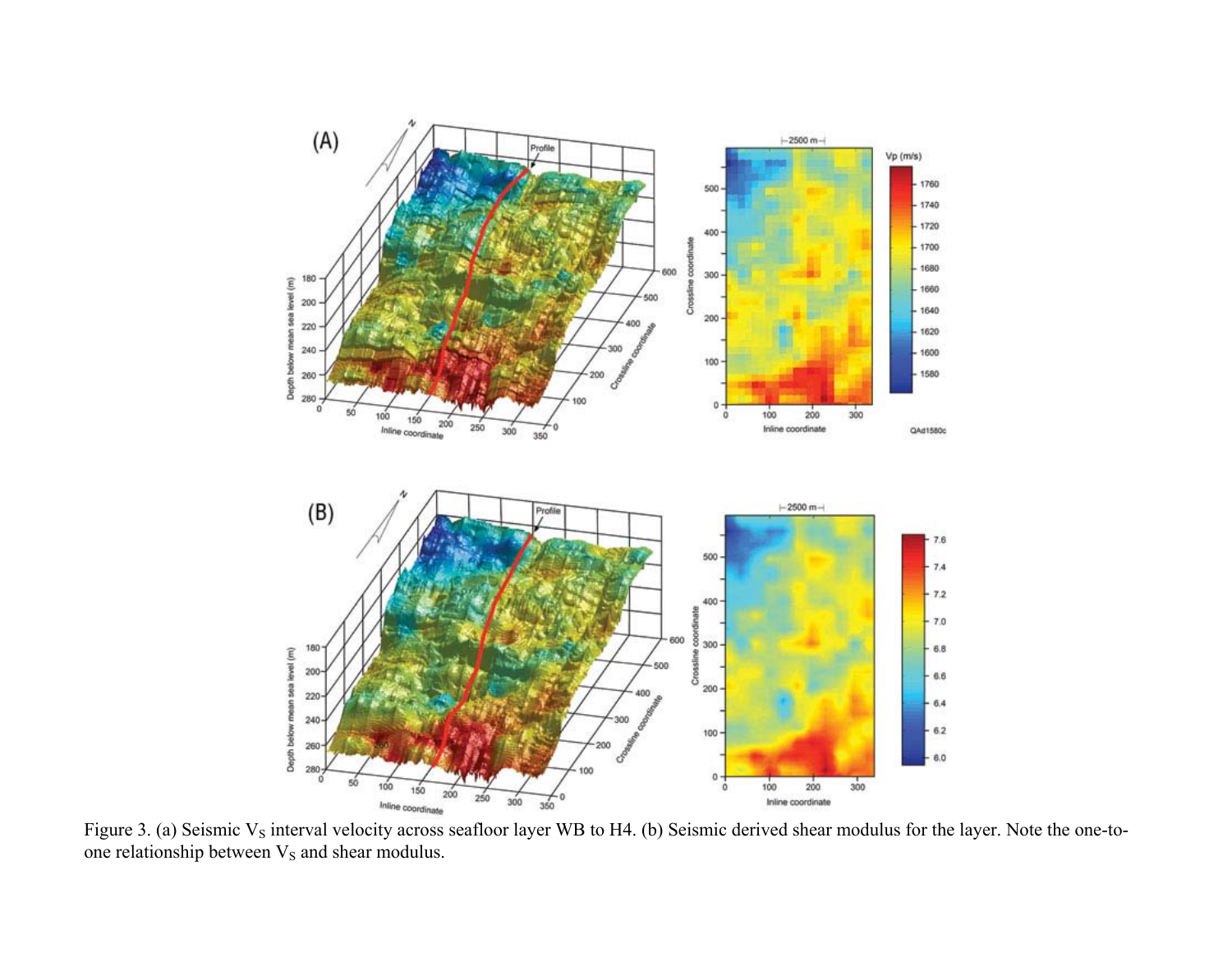(A)

Profile

Depth below mean sea level (m)

180
200
220
240
260
280

0 50 100 150 200 250 300 350

Inline coordinate

0 100 200 300 400 500 600

Crossline coordinate

2500 m

Vp (m/s)

1760
1740
1720
1700
1680
1660
1640
1620
1600
1580

Crossline coordinate

0 100 200 300 400 500

0 100 200 300

Inline coordinate

QAd1580c

(B)

Profile

Depth below mean sea level (m)

180
200
220
240
260
280

0 50 100 150 200 250 300 350

Inline coordinate

0 100 200 300 400 500 600

Crossline coordinate

2500 m

7.6
7.4
7.2
7.0
6.8
6.6
6.4
6.2
6.0

Crossline coordinate

0 100 200 300 400 500

0 100 200 300

Inline coordinate

Figure 3. (a) Seismic $V_S$ interval velocity across seafloor layer WB to H4. (b) Seismic derived shear modulus for the layer. Note the one-to-one relationship between $V_S$ and shear modulus.